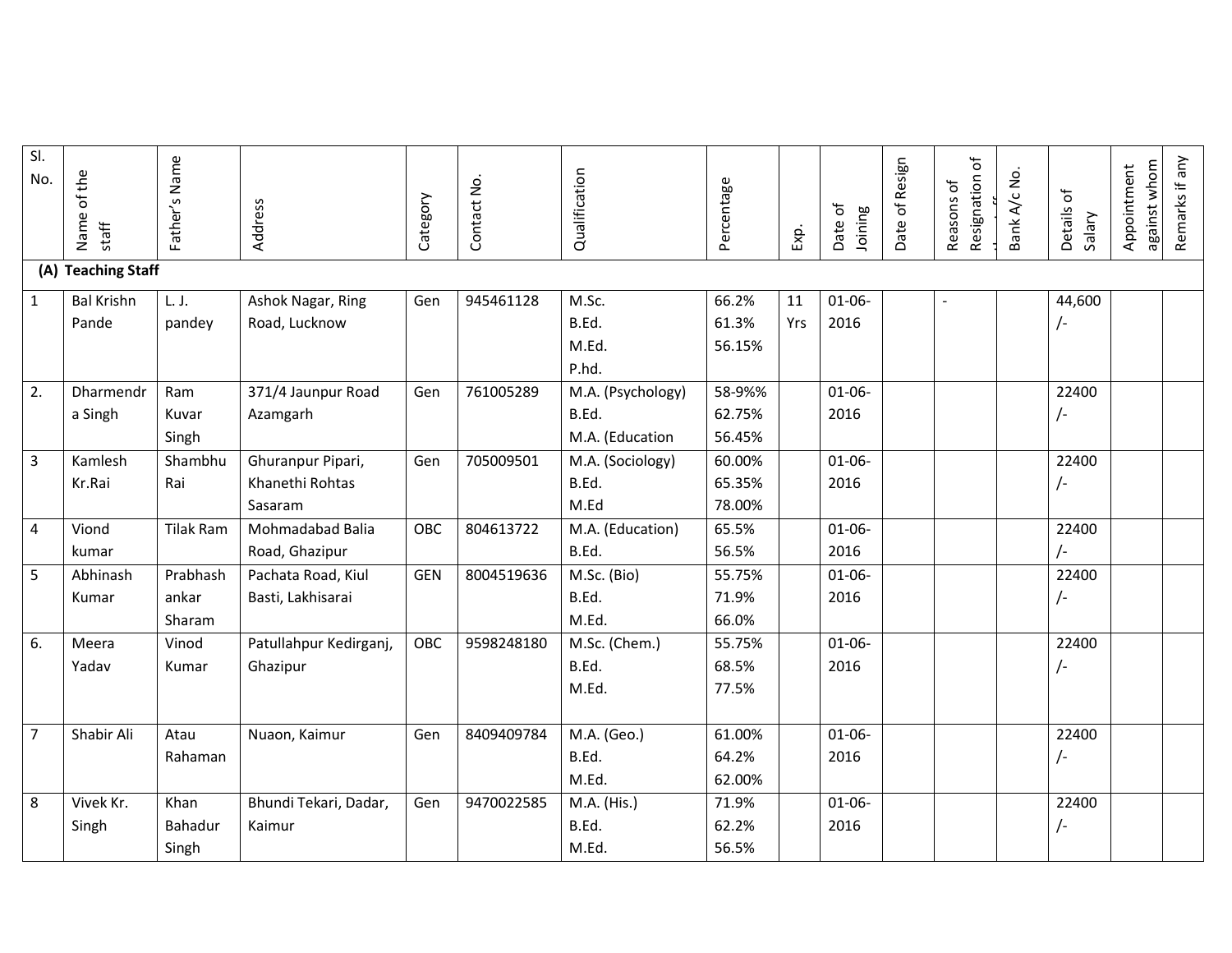| Sl. No. | Name of the staff | Father's Name | Address | Category | Contact No. | Qualification | Percentage | Exp. | Date of Joining | Date of Resign | Reasons of Resignation of | Bank A/c No. | Details of Salary | Appointment against whom | Remarks if any |
|---|---|---|---|---|---|---|---|---|---|---|---|---|---|---|---|
| **(A) Teaching Staff** | | | | | | | | | | | | | | | |
| 1 | Bal Krishn Pande | L. J. pandey | Ashok Nagar, Ring Road, Lucknow | Gen | 945461128 | M.Sc. B.Ed. M.Ed. P.hd. | 66.2% 61.3% 56.15% | 11 Yrs | 01-06-2016 | | - | | 44,600 /- | | |
| 2. | Dharmendra Singh | Ram Kuvar Singh | 371/4 Jaunpur Road Azamgarh | Gen | 761005289 | M.A. (Psychology) B.Ed. M.A. (Education | 58-9%% 62.75% 56.45% | | 01-06-2016 | | | | 22400 /- | | |
| 3 | Kamlesh Kr.Rai | Shambhu Rai | Ghuranpur Pipari, Khanethi Rohtas Sasaram | Gen | 705009501 | M.A. (Sociology) B.Ed. M.Ed | 60.00% 65.35% 78.00% | | 01-06-2016 | | | | 22400 /- | | |
| 4 | Viond kumar | Tilak Ram | Mohmadabad Balia Road, Ghazipur | OBC | 804613722 | M.A. (Education) B.Ed. | 65.5% 56.5% | | 01-06-2016 | | | | 22400 /- | | |
| 5 | Abhinash Kumar | Prabhashankar Sharam | Pachata Road, Kiul Basti, Lakhisarai | GEN | 8004519636 | M.Sc. (Bio) B.Ed. M.Ed. | 55.75% 71.9% 66.0% | | 01-06-2016 | | | | 22400 /- | | |
| 6. | Meera Yadav | Vinod Kumar | Patullahpur Kedirganj, Ghazipur | OBC | 9598248180 | M.Sc. (Chem.) B.Ed. M.Ed. | 55.75% 68.5% 77.5% | | 01-06-2016 | | | | 22400 /- | | |
| 7 | Shabir Ali | Atau Rahaman | Nuaon, Kaimur | Gen | 8409409784 | M.A. (Geo.) B.Ed. M.Ed. | 61.00% 64.2% 62.00% | | 01-06-2016 | | | | 22400 /- | | |
| 8 | Vivek Kr. Singh | Khan Bahadur Singh | Bhundi Tekari, Dadar, Kaimur | Gen | 9470022585 | M.A. (His.) B.Ed. M.Ed. | 71.9% 62.2% 56.5% | | 01-06-2016 | | | | 22400 /- | | |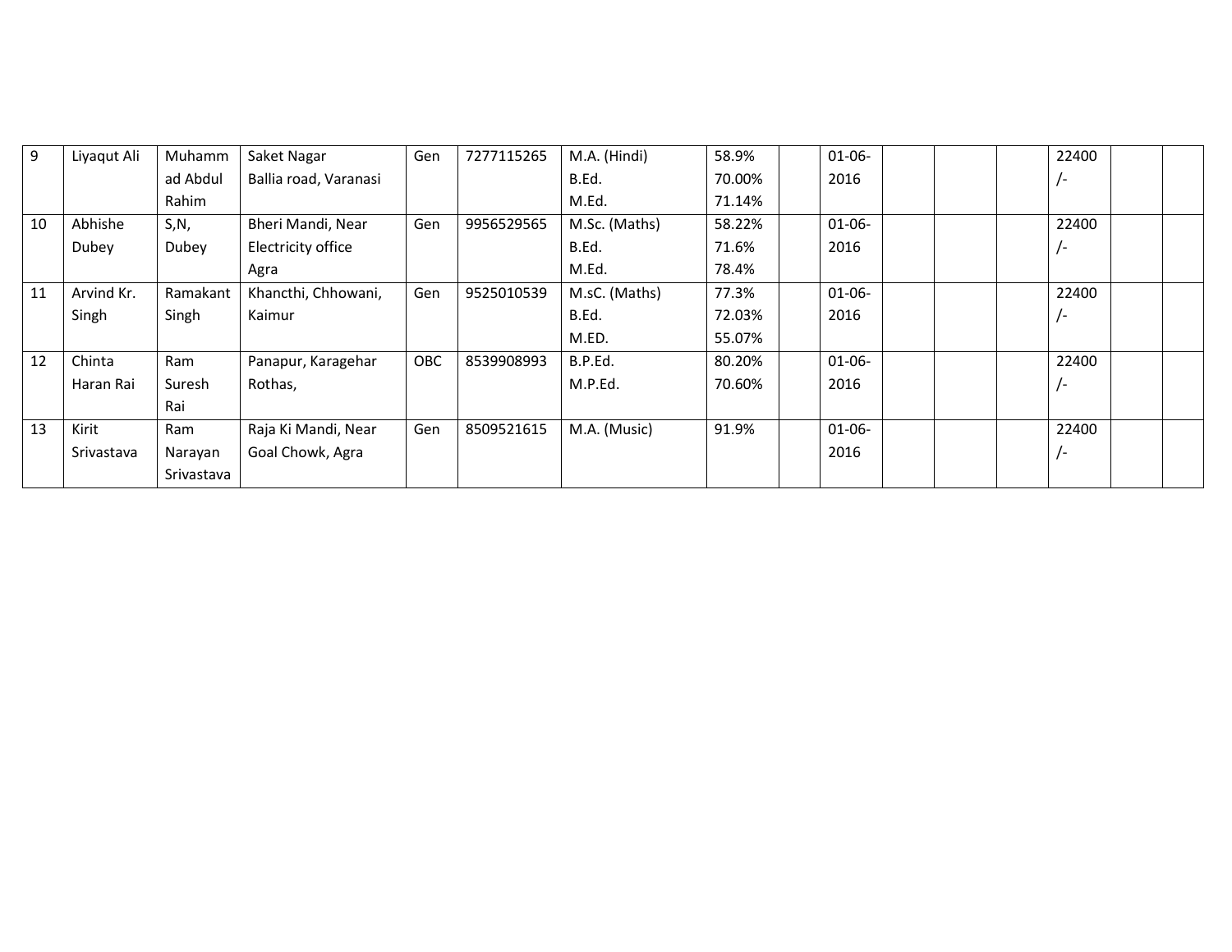| | | | | | | | | | | | | | | | |
|---|---|---|---|---|---|---|---|---|---|---|---|---|---|---|---|
| 9 | Liyaqut Ali | Muhammad Abdul Rahim | Saket Nagar Ballia road, Varanasi | Gen | 7277115265 | M.A. (Hindi)<br>B.Ed.<br>M.Ed. | 58.9%<br>70.00%<br>71.14% | | 01-06-2016 | | | | 22400 /- | | |
| 10 | Abhishe Dubey | S,N, Dubey | Bheri Mandi, Near Electricity office Agra | Gen | 9956529565 | M.Sc. (Maths)<br>B.Ed.<br>M.Ed. | 58.22%<br>71.6%<br>78.4% | | 01-06-2016 | | | | 22400 /- | | |
| 11 | Arvind Kr. Singh | Ramakant Singh | Khancthi, Chhowani, Kaimur | Gen | 9525010539 | M.sC. (Maths)<br>B.Ed.<br>M.ED. | 77.3%<br>72.03%<br>55.07% | | 01-06-2016 | | | | 22400 /- | | |
| 12 | Chinta Haran Rai | Ram Suresh Rai | Panapur, Karagehar Rothas, | OBC | 8539908993 | B.P.Ed.<br>M.P.Ed. | 80.20%<br>70.60% | | 01-06-2016 | | | | 22400 /- | | |
| 13 | Kirit Srivastava | Ram Narayan Srivastava | Raja Ki Mandi, Near Goal Chowk, Agra | Gen | 8509521615 | M.A. (Music) | 91.9% | | 01-06-2016 | | | | 22400 /- | | |